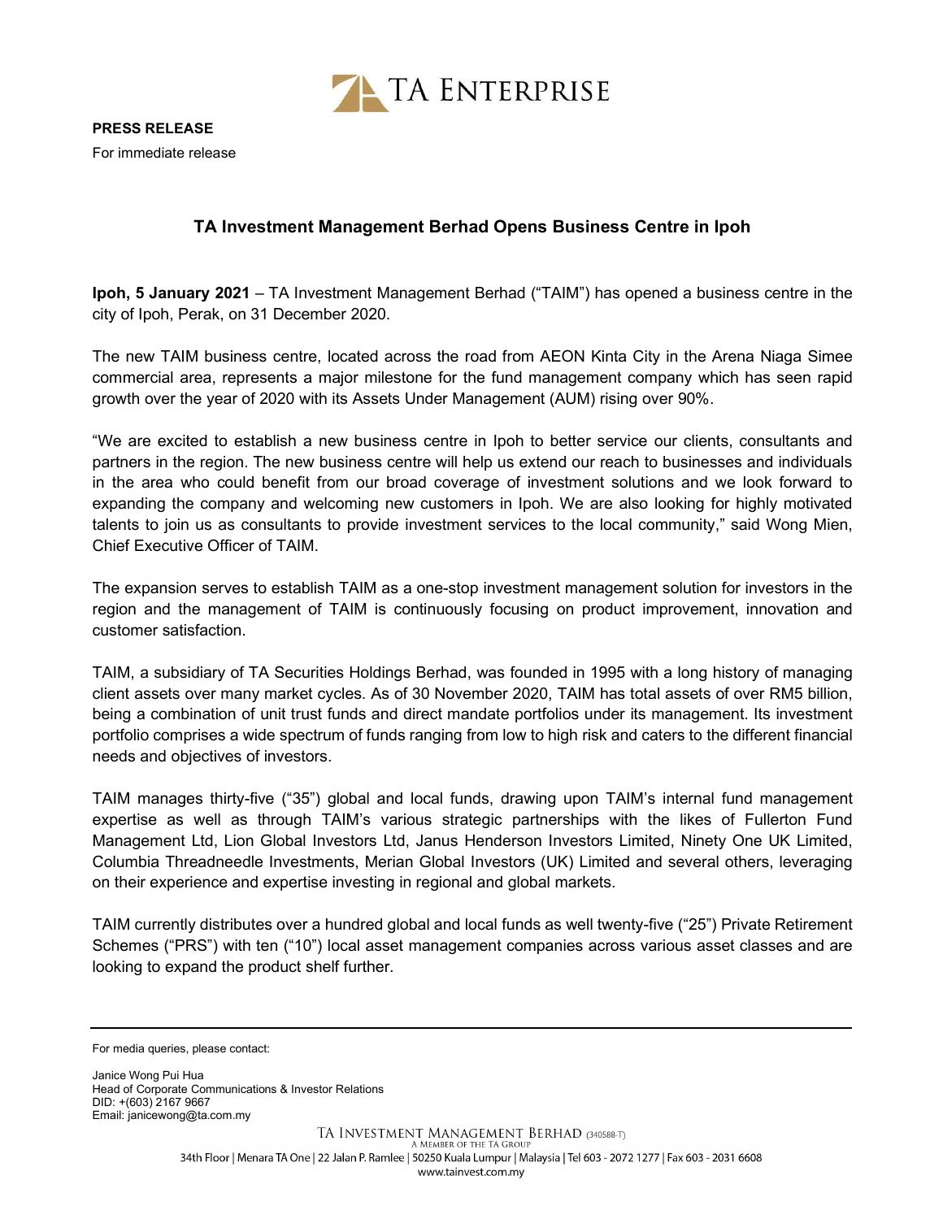TA ENTERPRISE

**PRESS RELEASE**

For immediate release

## TA Investment Management Berhad Opens Business Centre in Ipoh

**Ipoh, 5 January 2021** – TA Investment Management Berhad ("TAIM") has opened a business centre in the city of Ipoh, Perak, on 31 December 2020.

The new TAIM business centre, located across the road from AEON Kinta City in the Arena Niaga Simee commercial area, represents a major milestone for the fund management company which has seen rapid growth over the year of 2020 with its Assets Under Management (AUM) rising over 90%.

"We are excited to establish a new business centre in Ipoh to better service our clients, consultants and partners in the region. The new business centre will help us extend our reach to businesses and individuals in the area who could benefit from our broad coverage of investment solutions and we look forward to expanding the company and welcoming new customers in Ipoh. We are also looking for highly motivated talents to join us as consultants to provide investment services to the local community," said Wong Mien, Chief Executive Officer of TAIM.

The expansion serves to establish TAIM as a one-stop investment management solution for investors in the region and the management of TAIM is continuously focusing on product improvement, innovation and customer satisfaction.

TAIM, a subsidiary of TA Securities Holdings Berhad, was founded in 1995 with a long history of managing client assets over many market cycles. As of 30 November 2020, TAIM has total assets of over RM5 billion, being a combination of unit trust funds and direct mandate portfolios under its management. Its investment portfolio comprises a wide spectrum of funds ranging from low to high risk and caters to the different financial needs and objectives of investors.

TAIM manages thirty-five ("35") global and local funds, drawing upon TAIM's internal fund management expertise as well as through TAIM's various strategic partnerships with the likes of Fullerton Fund Management Ltd, Lion Global Investors Ltd, Janus Henderson Investors Limited, Ninety One UK Limited, Columbia Threadneedle Investments, Merian Global Investors (UK) Limited and several others, leveraging on their experience and expertise investing in regional and global markets.

TAIM currently distributes over a hundred global and local funds as well twenty-five ("25") Private Retirement Schemes ("PRS") with ten ("10") local asset management companies across various asset classes and are looking to expand the product shelf further.

---

For media queries, please contact:

Janice Wong Pui Hua
Head of Corporate Communications & Investor Relations
DID: +(603) 2167 9667
Email: janicewong@ta.com.my

TA INVESTMENT MANAGEMENT BERHAD (340588-T)
A MEMBER OF THE TA GROUP
34th Floor | Menara TA One | 22 Jalan P. Ramlee | 50250 Kuala Lumpur | Malaysia | Tel 603 - 2072 1277 | Fax 603 - 2031 6608
www.tainvest.com.my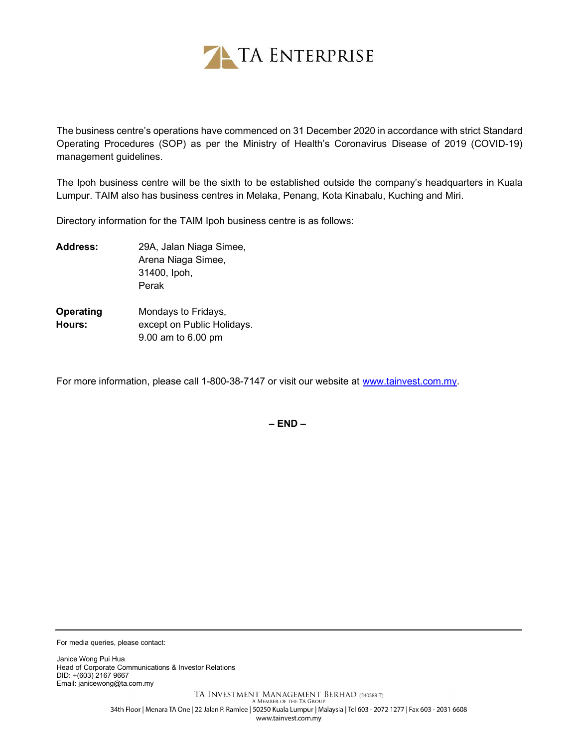The business centre's operations have commenced on 31 December 2020 in accordance with strict Standard Operating Procedures (SOP) as per the Ministry of Health's Coronavirus Disease of 2019 (COVID-19) management guidelines.

The Ipoh business centre will be the sixth to be established outside the company's headquarters in Kuala Lumpur. TAIM also has business centres in Melaka, Penang, Kota Kinabalu, Kuching and Miri.

Directory information for the TAIM Ipoh business centre is as follows:

| | |
|---|---|
| **Address:** | 29A, Jalan Niaga Simee,<br>Arena Niaga Simee,<br>31400, Ipoh,<br>Perak |
| **Operating Hours:** | Mondays to Fridays,<br>except on Public Holidays.<br>9.00 am to 6.00 pm |

For more information, please call 1-800-38-7147 or visit our website at [www.tainvest.com.my](http://www.tainvest.com.my).

**– END –**

---

For media queries, please contact:

Janice Wong Pui Hua
Head of Corporate Communications & Investor Relations
DID: +(603) 2167 9667
Email: janicewong@ta.com.my

TA INVESTMENT MANAGEMENT BERHAD (340588-T)
A MEMBER OF THE TA GROUP
34th Floor | Menara TA One | 22 Jalan P. Ramlee | 50250 Kuala Lumpur | Malaysia | Tel 603 - 2072 1277 | Fax 603 - 2031 6608
www.tainvest.com.my